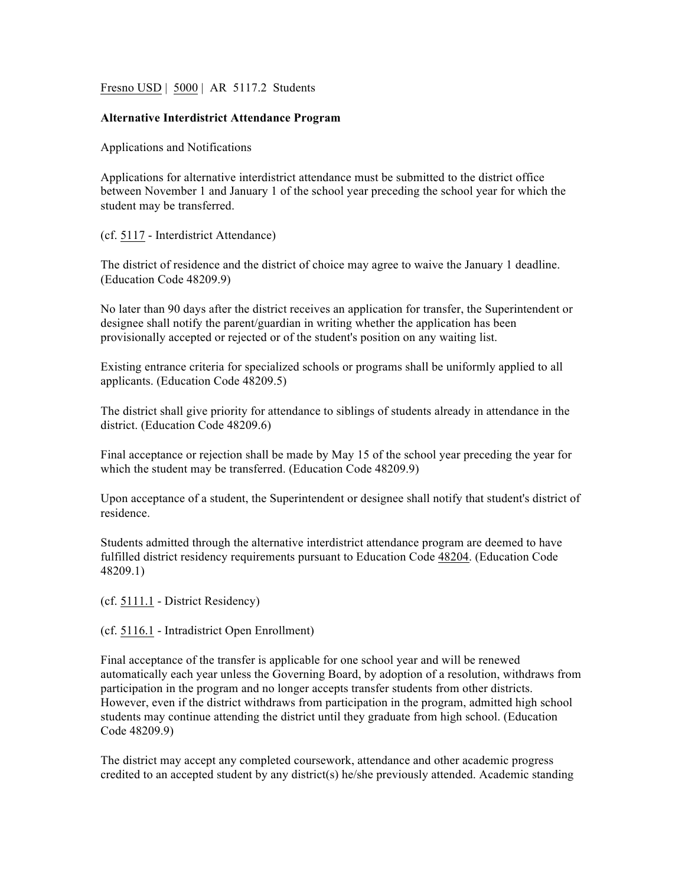Fresno USD | 5000 | AR 5117.2 Students

**Alternative Interdistrict Attendance Program**

Applications and Notifications

Applications for alternative interdistrict attendance must be submitted to the district office between November 1 and January 1 of the school year preceding the school year for which the student may be transferred.

(cf. 5117 - Interdistrict Attendance)

The district of residence and the district of choice may agree to waive the January 1 deadline. (Education Code 48209.9)

No later than 90 days after the district receives an application for transfer, the Superintendent or designee shall notify the parent/guardian in writing whether the application has been provisionally accepted or rejected or of the student's position on any waiting list.

Existing entrance criteria for specialized schools or programs shall be uniformly applied to all applicants. (Education Code 48209.5)

The district shall give priority for attendance to siblings of students already in attendance in the district. (Education Code 48209.6)

Final acceptance or rejection shall be made by May 15 of the school year preceding the year for which the student may be transferred. (Education Code 48209.9)

Upon acceptance of a student, the Superintendent or designee shall notify that student's district of residence.

Students admitted through the alternative interdistrict attendance program are deemed to have fulfilled district residency requirements pursuant to Education Code 48204. (Education Code 48209.1)

(cf. 5111.1 - District Residency)

(cf. 5116.1 - Intradistrict Open Enrollment)

Final acceptance of the transfer is applicable for one school year and will be renewed automatically each year unless the Governing Board, by adoption of a resolution, withdraws from participation in the program and no longer accepts transfer students from other districts. However, even if the district withdraws from participation in the program, admitted high school students may continue attending the district until they graduate from high school. (Education Code 48209.9)

The district may accept any completed coursework, attendance and other academic progress credited to an accepted student by any district(s) he/she previously attended. Academic standing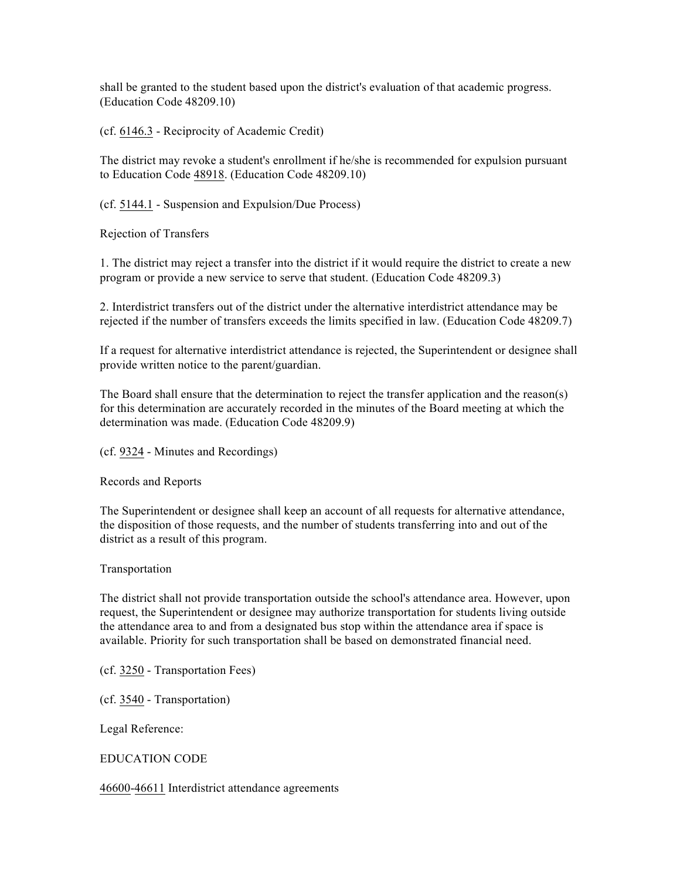shall be granted to the student based upon the district's evaluation of that academic progress. (Education Code 48209.10)

(cf. 6146.3 - Reciprocity of Academic Credit)

The district may revoke a student's enrollment if he/she is recommended for expulsion pursuant to Education Code 48918. (Education Code 48209.10)

(cf. 5144.1 - Suspension and Expulsion/Due Process)

Rejection of Transfers

1. The district may reject a transfer into the district if it would require the district to create a new program or provide a new service to serve that student. (Education Code 48209.3)

2. Interdistrict transfers out of the district under the alternative interdistrict attendance may be rejected if the number of transfers exceeds the limits specified in law. (Education Code 48209.7)

If a request for alternative interdistrict attendance is rejected, the Superintendent or designee shall provide written notice to the parent/guardian.

The Board shall ensure that the determination to reject the transfer application and the reason(s) for this determination are accurately recorded in the minutes of the Board meeting at which the determination was made. (Education Code 48209.9)

(cf. 9324 - Minutes and Recordings)

Records and Reports

The Superintendent or designee shall keep an account of all requests for alternative attendance, the disposition of those requests, and the number of students transferring into and out of the district as a result of this program.

Transportation

The district shall not provide transportation outside the school's attendance area. However, upon request, the Superintendent or designee may authorize transportation for students living outside the attendance area to and from a designated bus stop within the attendance area if space is available. Priority for such transportation shall be based on demonstrated financial need.

(cf. 3250 - Transportation Fees)

(cf. 3540 - Transportation)

Legal Reference:

EDUCATION CODE

46600-46611 Interdistrict attendance agreements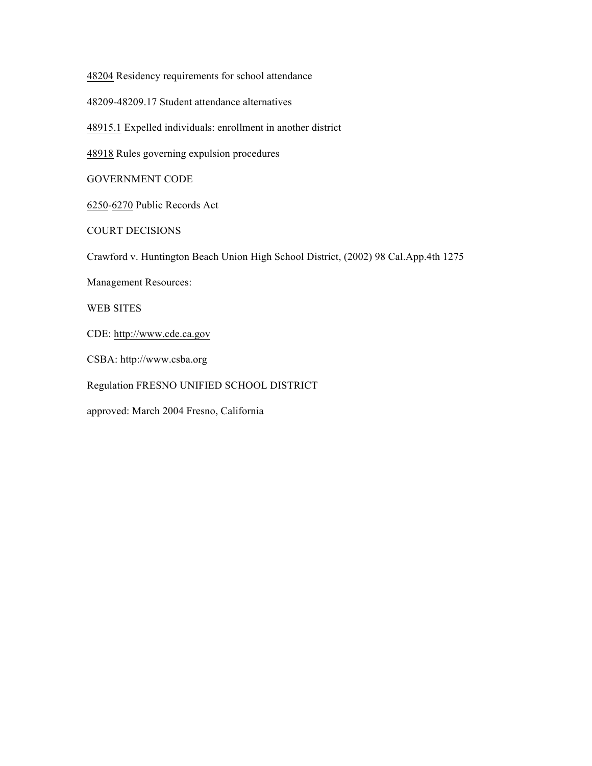48204 Residency requirements for school attendance

48209-48209.17 Student attendance alternatives

48915.1 Expelled individuals: enrollment in another district

48918 Rules governing expulsion procedures

GOVERNMENT CODE

6250-6270 Public Records Act

COURT DECISIONS

Crawford v. Huntington Beach Union High School District, (2002) 98 Cal.App.4th 1275

Management Resources:

WEB SITES

CDE: http://www.cde.ca.gov

CSBA: http://www.csba.org

Regulation FRESNO UNIFIED SCHOOL DISTRICT

approved: March 2004 Fresno, California